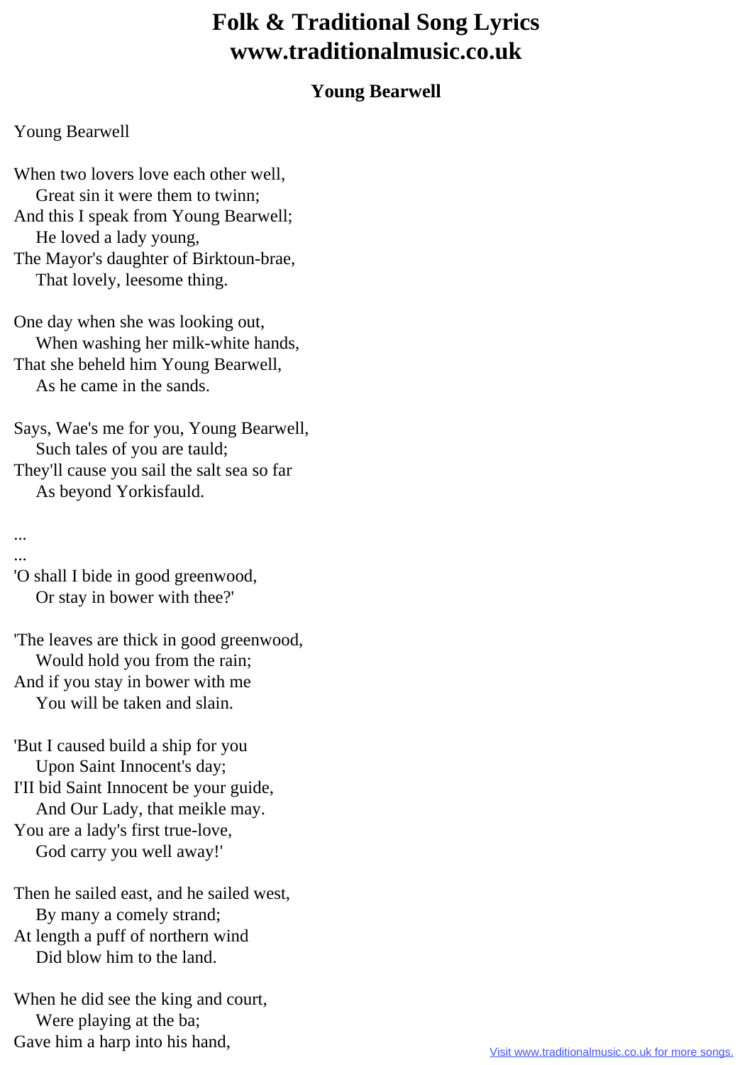# Folk & Traditional Song Lyrics
# www.traditionalmusic.co.uk

## Young Bearwell

Young Bearwell

When two lovers love each other well,
    Great sin it were them to twinn;
And this I speak from Young Bearwell;
    He loved a lady young,
The Mayor's daughter of Birktoun-brae,
    That lovely, leesome thing.

One day when she was looking out,
    When washing her milk-white hands,
That she beheld him Young Bearwell,
    As he came in the sands.

Says, Wae's me for you, Young Bearwell,
    Such tales of you are tauld;
They'll cause you sail the salt sea so far
    As beyond Yorkisfauld.

...
...
'O shall I bide in good greenwood,
    Or stay in bower with thee?'

'The leaves are thick in good greenwood,
    Would hold you from the rain;
And if you stay in bower with me
    You will be taken and slain.

'But I caused build a ship for you
    Upon Saint Innocent's day;
I'II bid Saint Innocent be your guide,
    And Our Lady, that meikle may.
You are a lady's first true-love,
    God carry you well away!'

Then he sailed east, and he sailed west,
    By many a comely strand;
At length a puff of northern wind
    Did blow him to the land.

When he did see the king and court,
    Were playing at the ba;
Gave him a harp into his hand,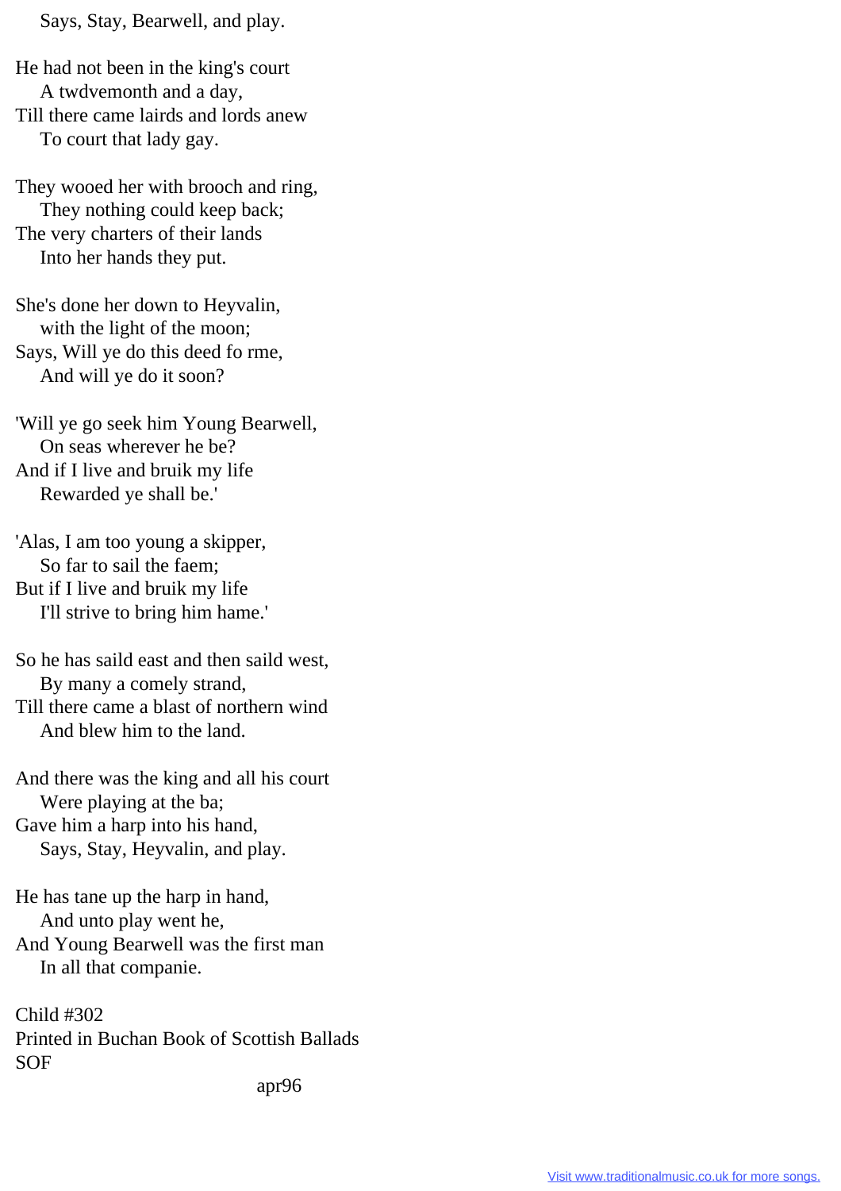Says, Stay, Bearwell, and play.

He had not been in the king's court
A twdvemonth and a day,
Till there came lairds and lords anew
To court that lady gay.

They wooed her with brooch and ring,
They nothing could keep back;
The very charters of their lands
Into her hands they put.

She's done her down to Heyvalin,
with the light of the moon;
Says, Will ye do this deed fo rme,
And will ye do it soon?

'Will ye go seek him Young Bearwell,
On seas wherever he be?
And if I live and bruik my life
Rewarded ye shall be.'

'Alas, I am too young a skipper,
So far to sail the faem;
But if I live and bruik my life
I'll strive to bring him hame.'

So he has saild east and then saild west,
By many a comely strand,
Till there came a blast of northern wind
And blew him to the land.

And there was the king and all his court
Were playing at the ba;
Gave him a harp into his hand,
Says, Stay, Heyvalin, and play.

He has tane up the harp in hand,
And unto play went he,
And Young Bearwell was the first man
In all that companie.

Child #302
Printed in Buchan Book of Scottish Ballads
SOF

apr96